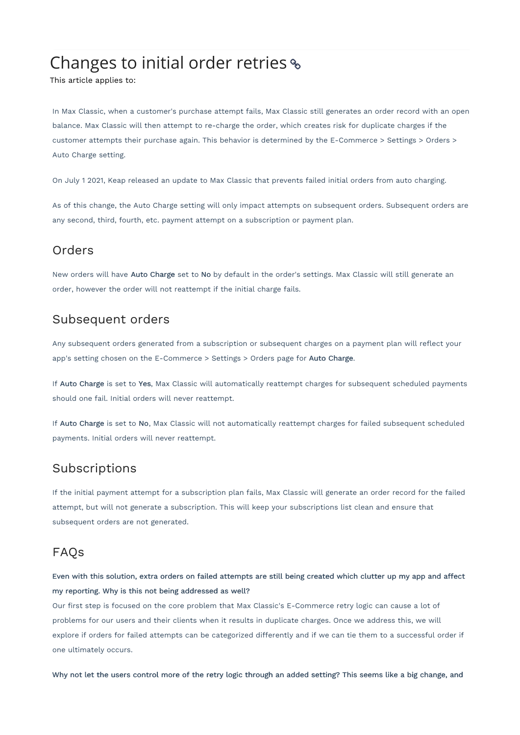# Changes to initial order retries

This article applies to:

In Max Classic, when a customer's purchase attempt fails, Max Classic still generates an order record with an open balance. Max Classic will then attempt to re-charge the order, which creates risk for duplicate charges if the customer attempts their purchase again. This behavior is determined by the E-Commerce > Settings > Orders > Auto Charge setting.

On July 1 2021, Keap released an update to Max Classic that prevents failed initial orders from auto charging.

As of this change, the Auto Charge setting will only impact attempts on subsequent orders. Subsequent orders are any second, third, fourth, etc. payment attempt on a subscription or payment plan.

## Orders

New orders will have **Auto Charge** set to **No** by default in the order's settings. Max Classic will still generate an order, however the order will not reattempt if the initial charge fails.

## Subsequent orders

Any subsequent orders generated from a subscription or subsequent charges on a payment plan will reflect your app's setting chosen on the E-Commerce > Settings > Orders page for **Auto Charge**.

If **Auto Charge** is set to **Yes**, Max Classic will automatically reattempt charges for subsequent scheduled payments should one fail. Initial orders will never reattempt.

If **Auto Charge** is set to **No**, Max Classic will not automatically reattempt charges for failed subsequent scheduled payments. Initial orders will never reattempt.

## Subscriptions

If the initial payment attempt for a subscription plan fails, Max Classic will generate an order record for the failed attempt, but will not generate a subscription. This will keep your subscriptions list clean and ensure that subsequent orders are not generated.

## FAQs

**Even with this solution, extra orders on failed attempts are still being created which clutter up my app and affect my reporting. Why is this not being addressed as well?**
Our first step is focused on the core problem that Max Classic's E-Commerce retry logic can cause a lot of problems for our users and their clients when it results in duplicate charges. Once we address this, we will explore if orders for failed attempts can be categorized differently and if we can tie them to a successful order if one ultimately occurs.

**Why not let the users control more of the retry logic through an added setting? This seems like a big change, and**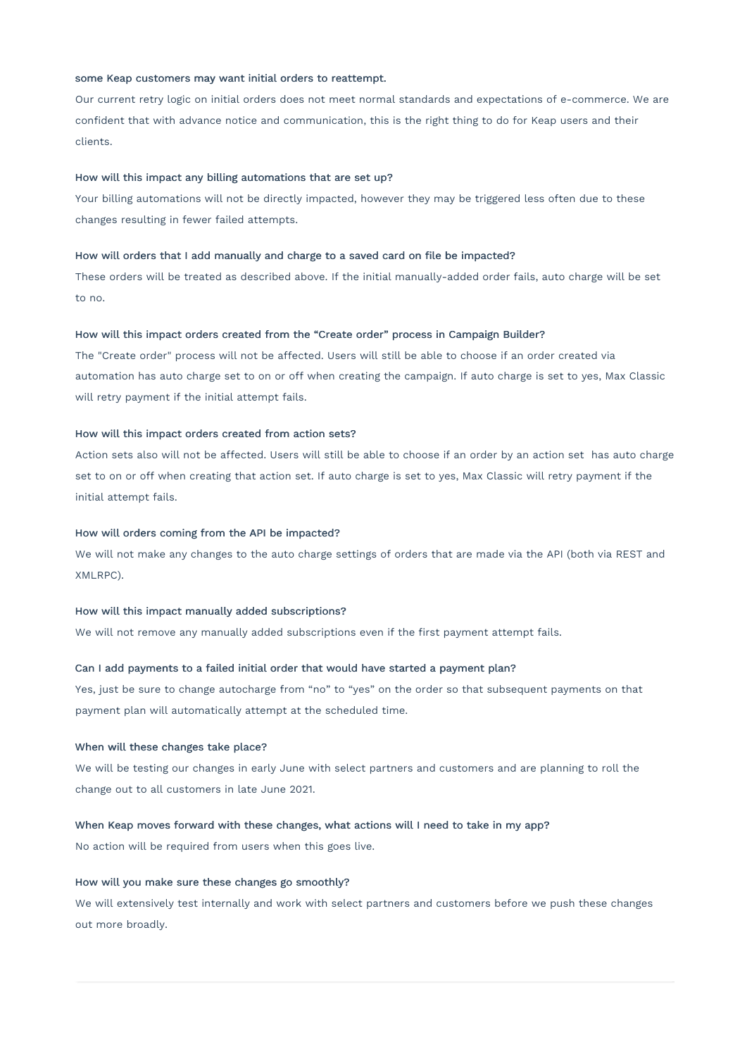some Keap customers may want initial orders to reattempt.

Our current retry logic on initial orders does not meet normal standards and expectations of e-commerce. We are confident that with advance notice and communication, this is the right thing to do for Keap users and their clients.

**How will this impact any billing automations that are set up?**

Your billing automations will not be directly impacted, however they may be triggered less often due to these changes resulting in fewer failed attempts.

**How will orders that I add manually and charge to a saved card on file be impacted?**

These orders will be treated as described above. If the initial manually-added order fails, auto charge will be set to no.

**How will this impact orders created from the "Create order" process in Campaign Builder?**

The "Create order" process will not be affected. Users will still be able to choose if an order created via automation has auto charge set to on or off when creating the campaign. If auto charge is set to yes, Max Classic will retry payment if the initial attempt fails.

**How will this impact orders created from action sets?**

Action sets also will not be affected. Users will still be able to choose if an order by an action set has auto charge set to on or off when creating that action set. If auto charge is set to yes, Max Classic will retry payment if the initial attempt fails.

**How will orders coming from the API be impacted?**

We will not make any changes to the auto charge settings of orders that are made via the API (both via REST and XMLRPC).

**How will this impact manually added subscriptions?**

We will not remove any manually added subscriptions even if the first payment attempt fails.

**Can I add payments to a failed initial order that would have started a payment plan?**

Yes, just be sure to change autocharge from "no" to "yes" on the order so that subsequent payments on that payment plan will automatically attempt at the scheduled time.

**When will these changes take place?**

We will be testing our changes in early June with select partners and customers and are planning to roll the change out to all customers in late June 2021.

**When Keap moves forward with these changes, what actions will I need to take in my app?**

No action will be required from users when this goes live.

**How will you make sure these changes go smoothly?**

We will extensively test internally and work with select partners and customers before we push these changes out more broadly.